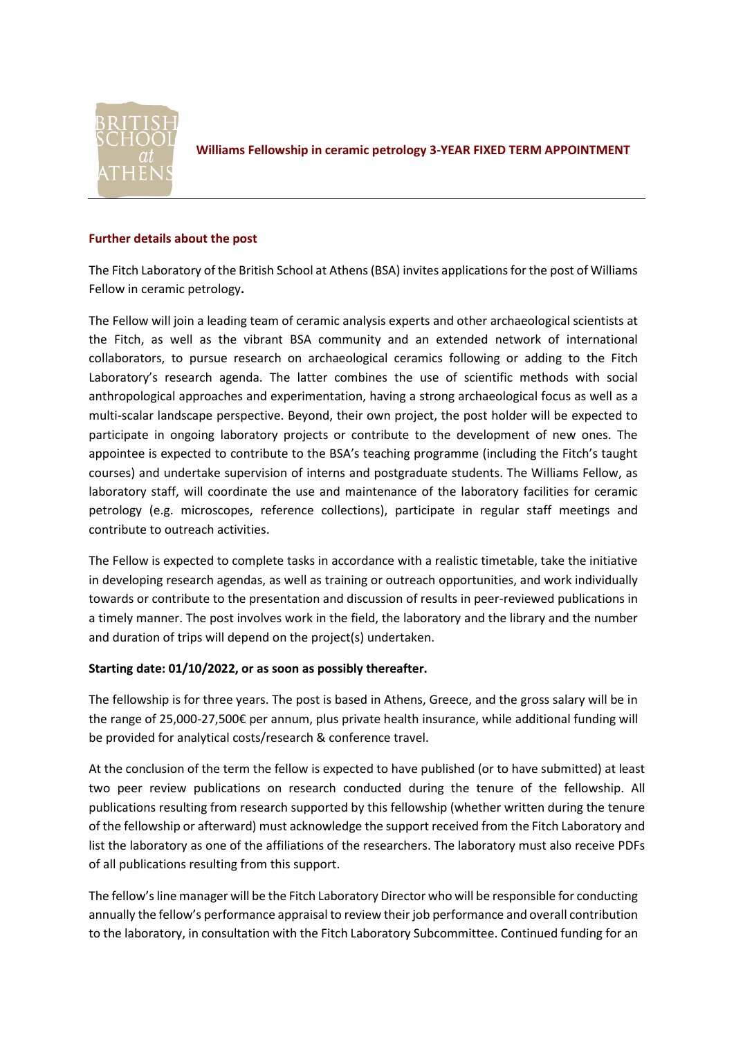# Williams Fellowship in ceramic petrology 3-YEAR FIXED TERM APPOINTMENT

## Further details about the post

The Fitch Laboratory of the British School at Athens (BSA) invites applications for the post of Williams Fellow in ceramic petrology**.**

The Fellow will join a leading team of ceramic analysis experts and other archaeological scientists at the Fitch, as well as the vibrant BSA community and an extended network of international collaborators, to pursue research on archaeological ceramics following or adding to the Fitch Laboratory's research agenda. The latter combines the use of scientific methods with social anthropological approaches and experimentation, having a strong archaeological focus as well as a multi-scalar landscape perspective. Beyond, their own project, the post holder will be expected to participate in ongoing laboratory projects or contribute to the development of new ones. The appointee is expected to contribute to the BSA's teaching programme (including the Fitch's taught courses) and undertake supervision of interns and postgraduate students. The Williams Fellow, as laboratory staff, will coordinate the use and maintenance of the laboratory facilities for ceramic petrology (e.g. microscopes, reference collections), participate in regular staff meetings and contribute to outreach activities.

The Fellow is expected to complete tasks in accordance with a realistic timetable, take the initiative in developing research agendas, as well as training or outreach opportunities, and work individually towards or contribute to the presentation and discussion of results in peer-reviewed publications in a timely manner. The post involves work in the field, the laboratory and the library and the number and duration of trips will depend on the project(s) undertaken.

**Starting date: 01/10/2022, or as soon as possibly thereafter.**

The fellowship is for three years. The post is based in Athens, Greece, and the gross salary will be in the range of 25,000-27,500€ per annum, plus private health insurance, while additional funding will be provided for analytical costs/research & conference travel.

At the conclusion of the term the fellow is expected to have published (or to have submitted) at least two peer review publications on research conducted during the tenure of the fellowship. All publications resulting from research supported by this fellowship (whether written during the tenure of the fellowship or afterward) must acknowledge the support received from the Fitch Laboratory and list the laboratory as one of the affiliations of the researchers. The laboratory must also receive PDFs of all publications resulting from this support.

The fellow's line manager will be the Fitch Laboratory Director who will be responsible for conducting annually the fellow's performance appraisal to review their job performance and overall contribution to the laboratory, in consultation with the Fitch Laboratory Subcommittee. Continued funding for an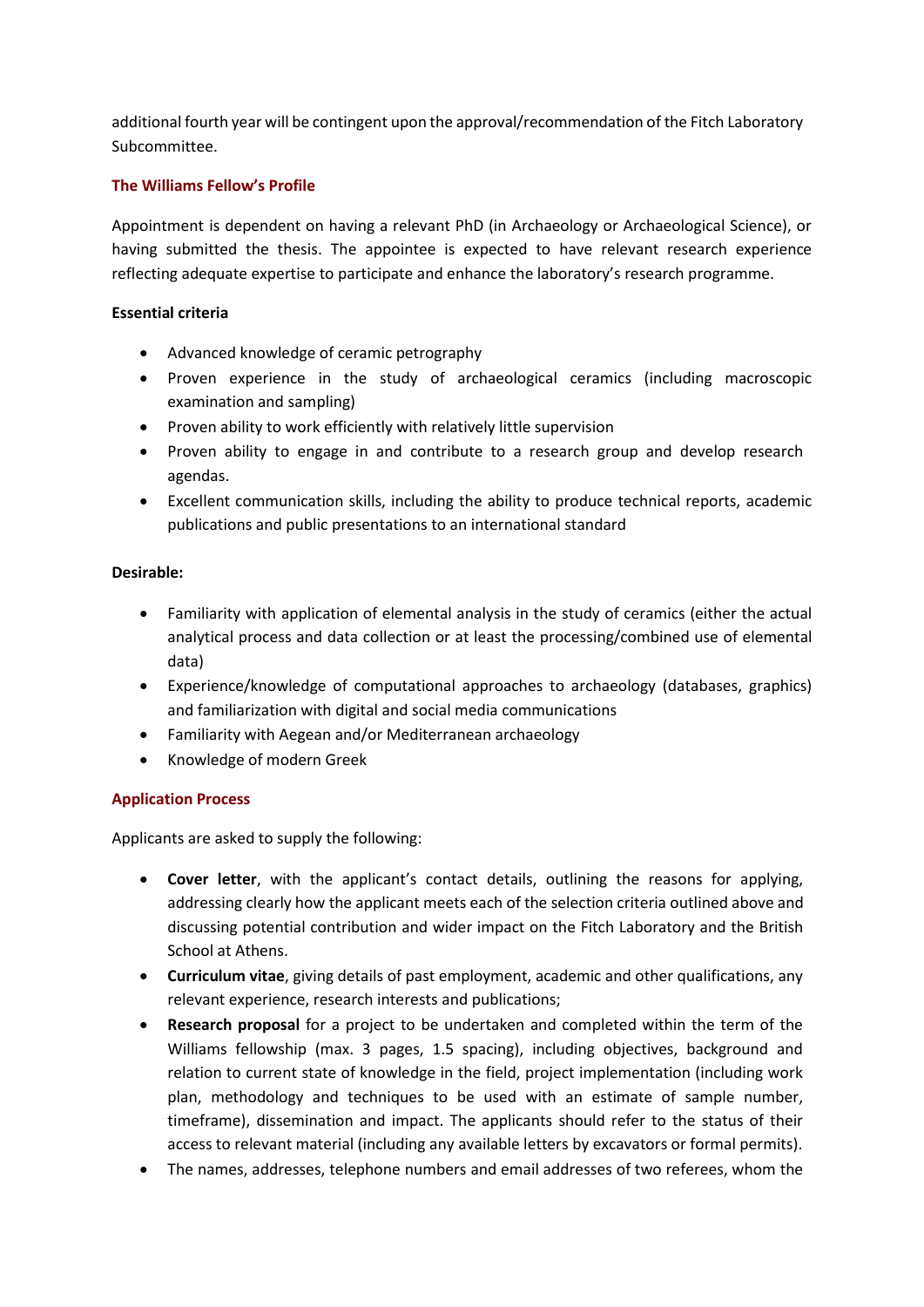additional fourth year will be contingent upon the approval/recommendation of the Fitch Laboratory Subcommittee.

## The Williams Fellow's Profile

Appointment is dependent on having a relevant PhD (in Archaeology or Archaeological Science), or having submitted the thesis. The appointee is expected to have relevant research experience reflecting adequate expertise to participate and enhance the laboratory's research programme.

**Essential criteria**

- Advanced knowledge of ceramic petrography
- Proven experience in the study of archaeological ceramics (including macroscopic examination and sampling)
- Proven ability to work efficiently with relatively little supervision
- Proven ability to engage in and contribute to a research group and develop research agendas.
- Excellent communication skills, including the ability to produce technical reports, academic publications and public presentations to an international standard

**Desirable:**

- Familiarity with application of elemental analysis in the study of ceramics (either the actual analytical process and data collection or at least the processing/combined use of elemental data)
- Experience/knowledge of computational approaches to archaeology (databases, graphics) and familiarization with digital and social media communications
- Familiarity with Aegean and/or Mediterranean archaeology
- Knowledge of modern Greek

## Application Process

Applicants are asked to supply the following:

- **Cover letter**, with the applicant's contact details, outlining the reasons for applying, addressing clearly how the applicant meets each of the selection criteria outlined above and discussing potential contribution and wider impact on the Fitch Laboratory and the British School at Athens.
- **Curriculum vitae**, giving details of past employment, academic and other qualifications, any relevant experience, research interests and publications;
- **Research proposal** for a project to be undertaken and completed within the term of the Williams fellowship (max. 3 pages, 1.5 spacing), including objectives, background and relation to current state of knowledge in the field, project implementation (including work plan, methodology and techniques to be used with an estimate of sample number, timeframe), dissemination and impact. The applicants should refer to the status of their access to relevant material (including any available letters by excavators or formal permits).
- The names, addresses, telephone numbers and email addresses of two referees, whom the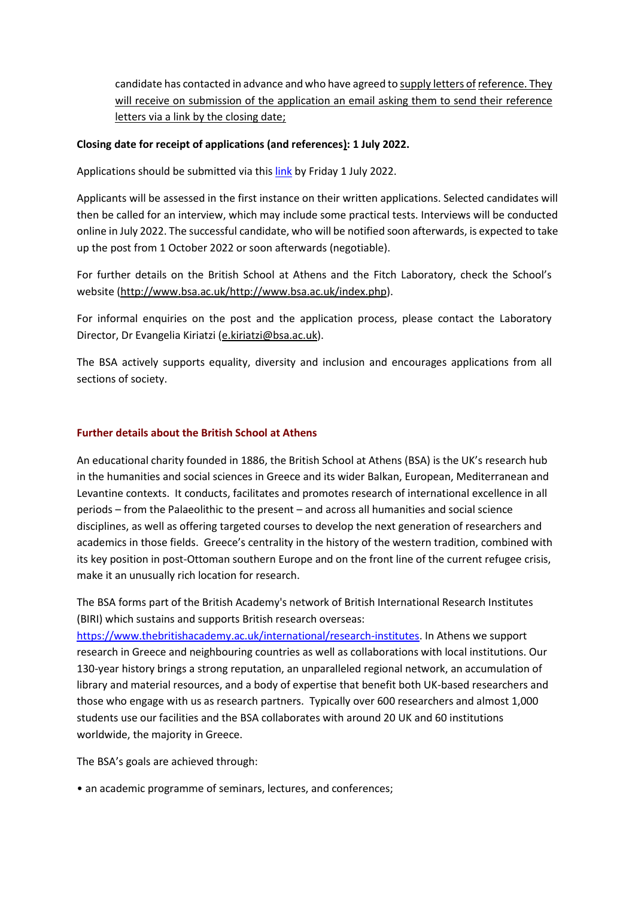candidate has contacted in advance and who have agreed to supply letters of reference. They will receive on submission of the application an email asking them to send their reference letters via a link by the closing date;

**Closing date for receipt of applications (and references): 1 July 2022.**

Applications should be submitted via this link by Friday 1 July 2022.

Applicants will be assessed in the first instance on their written applications. Selected candidates will then be called for an interview, which may include some practical tests. Interviews will be conducted online in July 2022. The successful candidate, who will be notified soon afterwards, is expected to take up the post from 1 October 2022 or soon afterwards (negotiable).

For further details on the British School at Athens and the Fitch Laboratory, check the School's website (http://www.bsa.ac.uk/http://www.bsa.ac.uk/index.php).

For informal enquiries on the post and the application process, please contact the Laboratory Director, Dr Evangelia Kiriatzi (e.kiriatzi@bsa.ac.uk).

The BSA actively supports equality, diversity and inclusion and encourages applications from all sections of society.

## Further details about the British School at Athens

An educational charity founded in 1886, the British School at Athens (BSA) is the UK's research hub in the humanities and social sciences in Greece and its wider Balkan, European, Mediterranean and Levantine contexts. It conducts, facilitates and promotes research of international excellence in all periods – from the Palaeolithic to the present – and across all humanities and social science disciplines, as well as offering targeted courses to develop the next generation of researchers and academics in those fields. Greece's centrality in the history of the western tradition, combined with its key position in post-Ottoman southern Europe and on the front line of the current refugee crisis, make it an unusually rich location for research.

The BSA forms part of the British Academy's network of British International Research Institutes (BIRI) which sustains and supports British research overseas: https://www.thebritishacademy.ac.uk/international/research-institutes. In Athens we support research in Greece and neighbouring countries as well as collaborations with local institutions. Our 130-year history brings a strong reputation, an unparalleled regional network, an accumulation of library and material resources, and a body of expertise that benefit both UK-based researchers and those who engage with us as research partners. Typically over 600 researchers and almost 1,000 students use our facilities and the BSA collaborates with around 20 UK and 60 institutions worldwide, the majority in Greece.

The BSA's goals are achieved through:

- an academic programme of seminars, lectures, and conferences;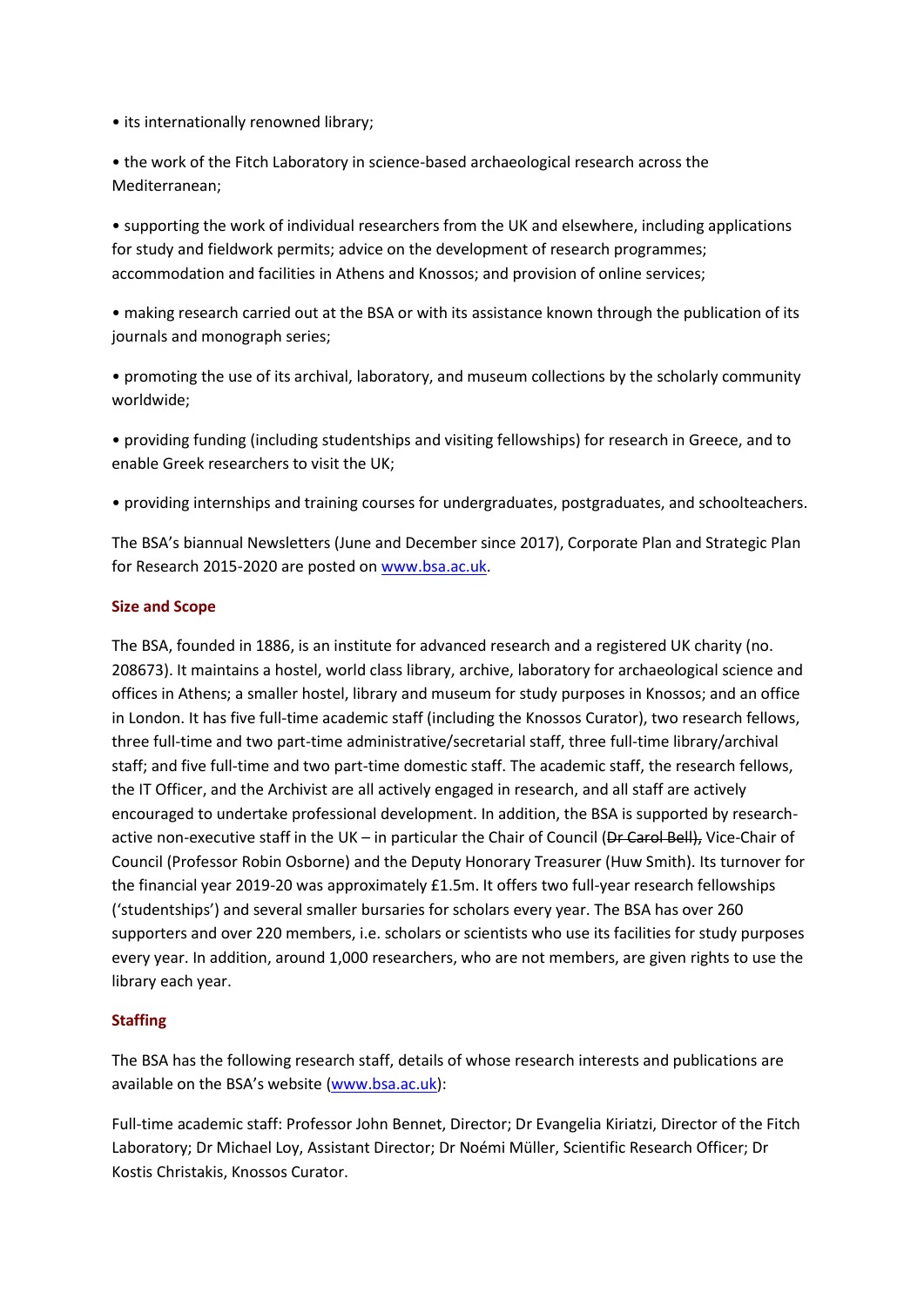• its internationally renowned library;

• the work of the Fitch Laboratory in science-based archaeological research across the Mediterranean;

• supporting the work of individual researchers from the UK and elsewhere, including applications for study and fieldwork permits; advice on the development of research programmes; accommodation and facilities in Athens and Knossos; and provision of online services;

• making research carried out at the BSA or with its assistance known through the publication of its journals and monograph series;

• promoting the use of its archival, laboratory, and museum collections by the scholarly community worldwide;

• providing funding (including studentships and visiting fellowships) for research in Greece, and to enable Greek researchers to visit the UK;

• providing internships and training courses for undergraduates, postgraduates, and schoolteachers.

The BSA's biannual Newsletters (June and December since 2017), Corporate Plan and Strategic Plan for Research 2015-2020 are posted on www.bsa.ac.uk.

**Size and Scope**

The BSA, founded in 1886, is an institute for advanced research and a registered UK charity (no. 208673). It maintains a hostel, world class library, archive, laboratory for archaeological science and offices in Athens; a smaller hostel, library and museum for study purposes in Knossos; and an office in London. It has five full-time academic staff (including the Knossos Curator), two research fellows, three full-time and two part-time administrative/secretarial staff, three full-time library/archival staff; and five full-time and two part-time domestic staff. The academic staff, the research fellows, the IT Officer, and the Archivist are all actively engaged in research, and all staff are actively encouraged to undertake professional development. In addition, the BSA is supported by research-active non-executive staff in the UK – in particular the Chair of Council (~~Dr Carol Bell),~~ Vice-Chair of Council (Professor Robin Osborne) and the Deputy Honorary Treasurer (Huw Smith). Its turnover for the financial year 2019-20 was approximately £1.5m. It offers two full-year research fellowships ('studentships') and several smaller bursaries for scholars every year. The BSA has over 260 supporters and over 220 members, i.e. scholars or scientists who use its facilities for study purposes every year. In addition, around 1,000 researchers, who are not members, are given rights to use the library each year.

**Staffing**

The BSA has the following research staff, details of whose research interests and publications are available on the BSA's website (www.bsa.ac.uk):

Full-time academic staff: Professor John Bennet, Director; Dr Evangelia Kiriatzi, Director of the Fitch Laboratory; Dr Michael Loy, Assistant Director; Dr Noémi Müller, Scientific Research Officer; Dr Kostis Christakis, Knossos Curator.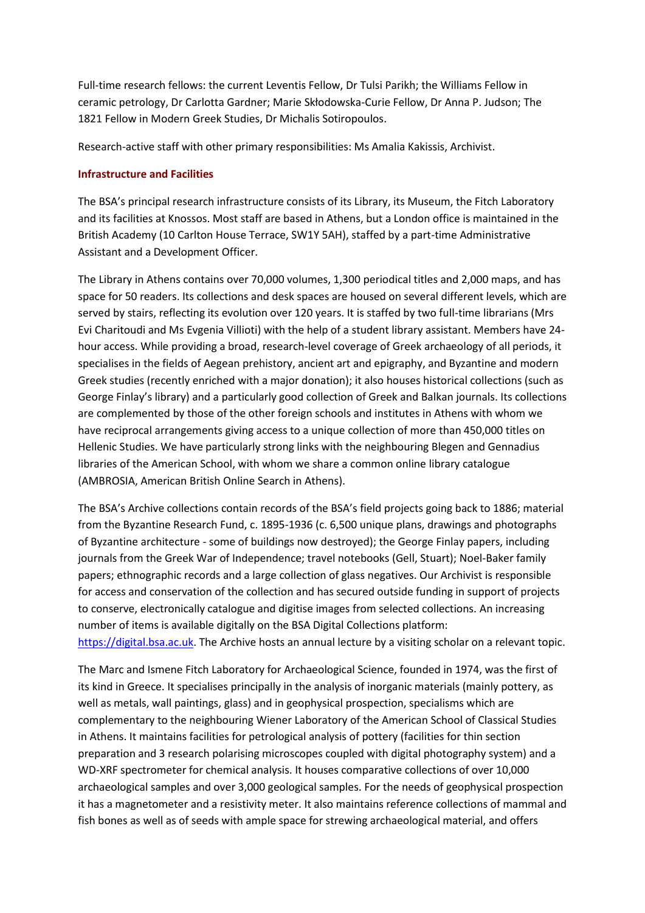Full-time research fellows: the current Leventis Fellow, Dr Tulsi Parikh; the Williams Fellow in ceramic petrology, Dr Carlotta Gardner; Marie Skłodowska-Curie Fellow, Dr Anna P. Judson; The 1821 Fellow in Modern Greek Studies, Dr Michalis Sotiropoulos.

Research-active staff with other primary responsibilities: Ms Amalia Kakissis, Archivist.

### Infrastructure and Facilities

The BSA's principal research infrastructure consists of its Library, its Museum, the Fitch Laboratory and its facilities at Knossos. Most staff are based in Athens, but a London office is maintained in the British Academy (10 Carlton House Terrace, SW1Y 5AH), staffed by a part-time Administrative Assistant and a Development Officer.

The Library in Athens contains over 70,000 volumes, 1,300 periodical titles and 2,000 maps, and has space for 50 readers. Its collections and desk spaces are housed on several different levels, which are served by stairs, reflecting its evolution over 120 years. It is staffed by two full-time librarians (Mrs Evi Charitoudi and Ms Evgenia Villioti) with the help of a student library assistant. Members have 24-hour access. While providing a broad, research-level coverage of Greek archaeology of all periods, it specialises in the fields of Aegean prehistory, ancient art and epigraphy, and Byzantine and modern Greek studies (recently enriched with a major donation); it also houses historical collections (such as George Finlay's library) and a particularly good collection of Greek and Balkan journals. Its collections are complemented by those of the other foreign schools and institutes in Athens with whom we have reciprocal arrangements giving access to a unique collection of more than 450,000 titles on Hellenic Studies. We have particularly strong links with the neighbouring Blegen and Gennadius libraries of the American School, with whom we share a common online library catalogue (AMBROSIA, American British Online Search in Athens).

The BSA's Archive collections contain records of the BSA's field projects going back to 1886; material from the Byzantine Research Fund, c. 1895-1936 (c. 6,500 unique plans, drawings and photographs of Byzantine architecture - some of buildings now destroyed); the George Finlay papers, including journals from the Greek War of Independence; travel notebooks (Gell, Stuart); Noel-Baker family papers; ethnographic records and a large collection of glass negatives. Our Archivist is responsible for access and conservation of the collection and has secured outside funding in support of projects to conserve, electronically catalogue and digitise images from selected collections. An increasing number of items is available digitally on the BSA Digital Collections platform: [https://digital.bsa.ac.uk](https://digital.bsa.ac.uk). The Archive hosts an annual lecture by a visiting scholar on a relevant topic.

The Marc and Ismene Fitch Laboratory for Archaeological Science, founded in 1974, was the first of its kind in Greece. It specialises principally in the analysis of inorganic materials (mainly pottery, as well as metals, wall paintings, glass) and in geophysical prospection, specialisms which are complementary to the neighbouring Wiener Laboratory of the American School of Classical Studies in Athens. It maintains facilities for petrological analysis of pottery (facilities for thin section preparation and 3 research polarising microscopes coupled with digital photography system) and a WD-XRF spectrometer for chemical analysis. It houses comparative collections of over 10,000 archaeological samples and over 3,000 geological samples. For the needs of geophysical prospection it has a magnetometer and a resistivity meter. It also maintains reference collections of mammal and fish bones as well as of seeds with ample space for strewing archaeological material, and offers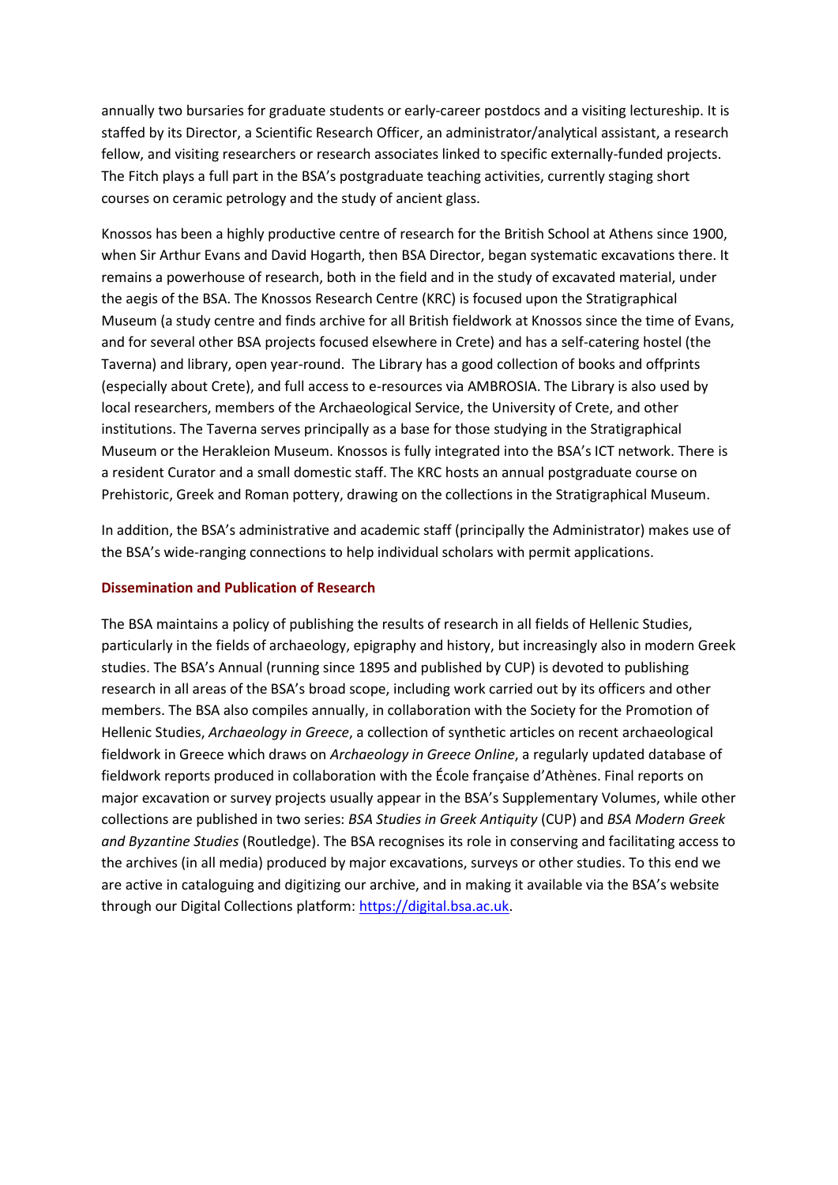annually two bursaries for graduate students or early-career postdocs and a visiting lectureship. It is staffed by its Director, a Scientific Research Officer, an administrator/analytical assistant, a research fellow, and visiting researchers or research associates linked to specific externally-funded projects. The Fitch plays a full part in the BSA's postgraduate teaching activities, currently staging short courses on ceramic petrology and the study of ancient glass.

Knossos has been a highly productive centre of research for the British School at Athens since 1900, when Sir Arthur Evans and David Hogarth, then BSA Director, began systematic excavations there. It remains a powerhouse of research, both in the field and in the study of excavated material, under the aegis of the BSA. The Knossos Research Centre (KRC) is focused upon the Stratigraphical Museum (a study centre and finds archive for all British fieldwork at Knossos since the time of Evans, and for several other BSA projects focused elsewhere in Crete) and has a self-catering hostel (the Taverna) and library, open year-round. The Library has a good collection of books and offprints (especially about Crete), and full access to e-resources via AMBROSIA. The Library is also used by local researchers, members of the Archaeological Service, the University of Crete, and other institutions. The Taverna serves principally as a base for those studying in the Stratigraphical Museum or the Herakleion Museum. Knossos is fully integrated into the BSA's ICT network. There is a resident Curator and a small domestic staff. The KRC hosts an annual postgraduate course on Prehistoric, Greek and Roman pottery, drawing on the collections in the Stratigraphical Museum.

In addition, the BSA's administrative and academic staff (principally the Administrator) makes use of the BSA's wide-ranging connections to help individual scholars with permit applications.

### Dissemination and Publication of Research

The BSA maintains a policy of publishing the results of research in all fields of Hellenic Studies, particularly in the fields of archaeology, epigraphy and history, but increasingly also in modern Greek studies. The BSA's Annual (running since 1895 and published by CUP) is devoted to publishing research in all areas of the BSA's broad scope, including work carried out by its officers and other members. The BSA also compiles annually, in collaboration with the Society for the Promotion of Hellenic Studies, *Archaeology in Greece*, a collection of synthetic articles on recent archaeological fieldwork in Greece which draws on *Archaeology in Greece Online*, a regularly updated database of fieldwork reports produced in collaboration with the École française d'Athènes. Final reports on major excavation or survey projects usually appear in the BSA's Supplementary Volumes, while other collections are published in two series: *BSA Studies in Greek Antiquity* (CUP) and *BSA Modern Greek and Byzantine Studies* (Routledge). The BSA recognises its role in conserving and facilitating access to the archives (in all media) produced by major excavations, surveys or other studies. To this end we are active in cataloguing and digitizing our archive, and in making it available via the BSA's website through our Digital Collections platform: [https://digital.bsa.ac.uk](https://digital.bsa.ac.uk).